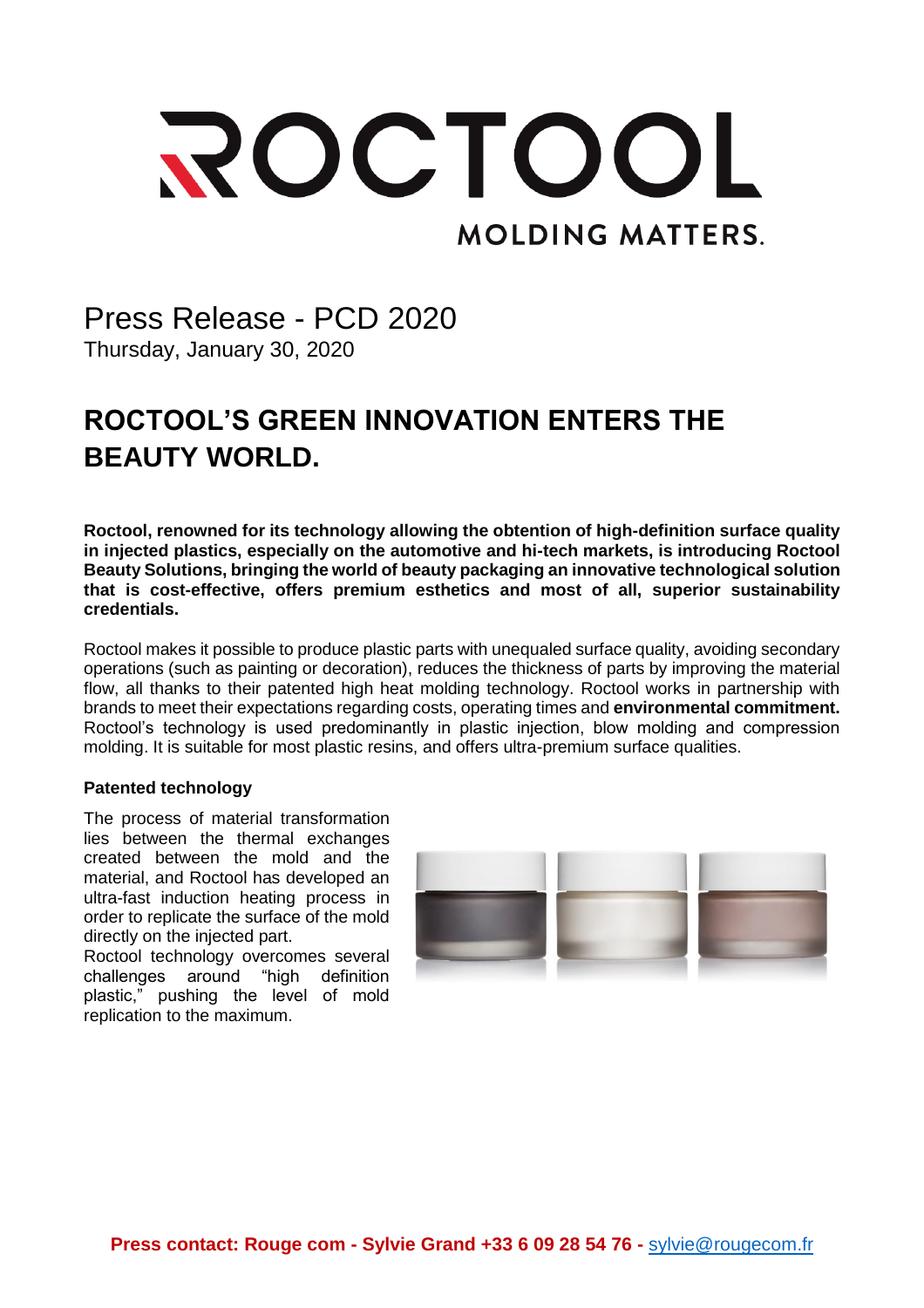ROCTOOL

MOLDING MATTERS.

Press Release - PCD 2020

Thursday, January 30, 2020

# ROCTOOL'S GREEN INNOVATION ENTERS THE BEAUTY WORLD.

**Roctool, renowned for its technology allowing the obtention of high-definition surface quality in injected plastics, especially on the automotive and hi-tech markets, is introducing Roctool Beauty Solutions, bringing the world of beauty packaging an innovative technological solution that is cost-effective, offers premium esthetics and most of all, superior sustainability credentials.**

Roctool makes it possible to produce plastic parts with unequaled surface quality, avoiding secondary operations (such as painting or decoration), reduces the thickness of parts by improving the material flow, all thanks to their patented high heat molding technology. Roctool works in partnership with brands to meet their expectations regarding costs, operating times and **environmental commitment.** Roctool's technology is used predominantly in plastic injection, blow molding and compression molding. It is suitable for most plastic resins, and offers ultra-premium surface qualities.

**Patented technology**

The process of material transformation lies between the thermal exchanges created between the mold and the material, and Roctool has developed an ultra-fast induction heating process in order to replicate the surface of the mold directly on the injected part.
Roctool technology overcomes several challenges around "high definition plastic," pushing the level of mold replication to the maximum.

**Press contact: Rouge com - Sylvie Grand +33 6 09 28 54 76 -** sylvie@rougecom.fr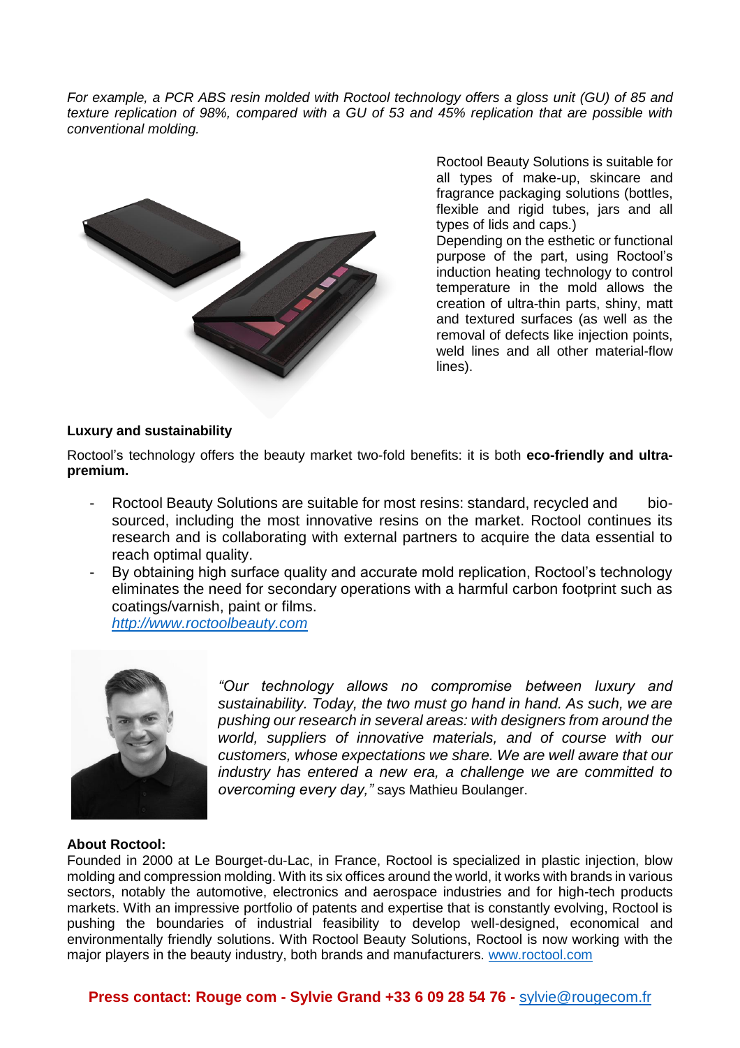*For example, a PCR ABS resin molded with Roctool technology offers a gloss unit (GU) of 85 and texture replication of 98%, compared with a GU of 53 and 45% replication that are possible with conventional molding.*

Roctool Beauty Solutions is suitable for all types of make-up, skincare and fragrance packaging solutions (bottles, flexible and rigid tubes, jars and all types of lids and caps.)
Depending on the esthetic or functional purpose of the part, using Roctool's induction heating technology to control temperature in the mold allows the creation of ultra-thin parts, shiny, matt and textured surfaces (as well as the removal of defects like injection points, weld lines and all other material-flow lines).

**Luxury and sustainability**

Roctool's technology offers the beauty market two-fold benefits: it is both **eco-friendly and ultra-premium.**

- Roctool Beauty Solutions are suitable for most resins: standard, recycled and bio-sourced, including the most innovative resins on the market. Roctool continues its research and is collaborating with external partners to acquire the data essential to reach optimal quality.
- By obtaining high surface quality and accurate mold replication, Roctool's technology eliminates the need for secondary operations with a harmful carbon footprint such as coatings/varnish, paint or films.
  http://www.roctoolbeauty.com

*"Our technology allows no compromise between luxury and sustainability. Today, the two must go hand in hand. As such, we are pushing our research in several areas: with designers from around the world, suppliers of innovative materials, and of course with our customers, whose expectations we share. We are well aware that our industry has entered a new era, a challenge we are committed to overcoming every day,"* says Mathieu Boulanger.

**About Roctool:**
Founded in 2000 at Le Bourget-du-Lac, in France, Roctool is specialized in plastic injection, blow molding and compression molding. With its six offices around the world, it works with brands in various sectors, notably the automotive, electronics and aerospace industries and for high-tech products markets. With an impressive portfolio of patents and expertise that is constantly evolving, Roctool is pushing the boundaries of industrial feasibility to develop well-designed, economical and environmentally friendly solutions. With Roctool Beauty Solutions, Roctool is now working with the major players in the beauty industry, both brands and manufacturers. www.roctool.com

**Press contact: Rouge com - Sylvie Grand +33 6 09 28 54 76 -** sylvie@rougecom.fr